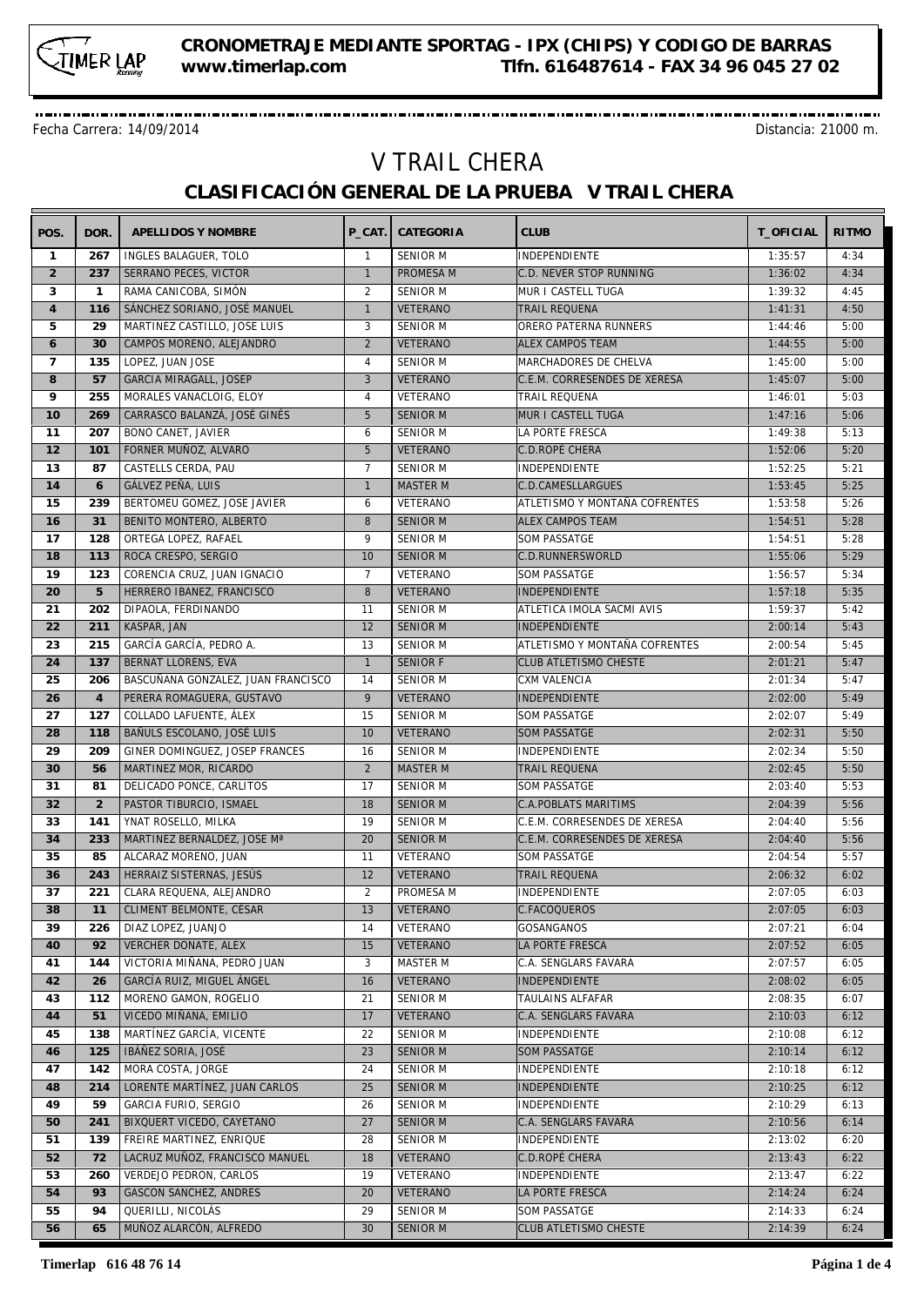**CRONOMETRAJE MEDIANTE SPORTAG - IPX (CHIPS) Y CODIGO DE BARRAS**
**www.timerlap.com Tlfn. 616487614 - FAX 34 96 045 27 02**

Fecha Carrera: 14/09/2014 Distancia: 21000 m.

# V TRAIL CHERA

## CLASIFICACIÓN GENERAL DE LA PRUEBA V TRAIL CHERA

| POS. | DOR. | APELLIDOS Y NOMBRE | P_CAT. | CATEGORIA | CLUB | T_OFICIAL | RITMO |
|---|---|---|---|---|---|---|---|
| 1 | 267 | INGLES BALAGUER, TOLO | 1 | SENIOR M | INDEPENDIENTE | 1:35:57 | 4:34 |
| 2 | 237 | SERRANO PECES, VICTOR | 1 | PROMESA M | C.D. NEVER STOP RUNNING | 1:36:02 | 4:34 |
| 3 | 1 | RAMA CANICOBA, SIMÓN | 2 | SENIOR M | MUR I CASTELL TUGA | 1:39:32 | 4:45 |
| 4 | 116 | SÁNCHEZ SORIANO, JOSÉ MANUEL | 1 | VETERANO | TRAIL REQUENA | 1:41:31 | 4:50 |
| 5 | 29 | MARTINEZ CASTILLO, JOSE LUIS | 3 | SENIOR M | ORERO PATERNA RUNNERS | 1:44:46 | 5:00 |
| 6 | 30 | CAMPOS MORENO, ALEJANDRO | 2 | VETERANO | ALEX CAMPOS TEAM | 1:44:55 | 5:00 |
| 7 | 135 | LOPEZ, JUAN JOSE | 4 | SENIOR M | MARCHADORES DE CHELVA | 1:45:00 | 5:00 |
| 8 | 57 | GARCIA MIRAGALL, JOSEP | 3 | VETERANO | C.E.M. CORRESENDES DE XERESA | 1:45:07 | 5:00 |
| 9 | 255 | MORALES VANACLOIG, ELOY | 4 | VETERANO | TRAIL REQUENA | 1:46:01 | 5:03 |
| 10 | 269 | CARRASCO BALANZÁ, JOSÉ GINÉS | 5 | SENIOR M | MUR I CASTELL TUGA | 1:47:16 | 5:06 |
| 11 | 207 | BONO CANET, JAVIER | 6 | SENIOR M | LA PORTE FRESCA | 1:49:38 | 5:13 |
| 12 | 101 | FORNER MUÑOZ, ALVARO | 5 | VETERANO | C.D.ROPÉ CHERA | 1:52:06 | 5:20 |
| 13 | 87 | CASTELLS CERDA, PAU | 7 | SENIOR M | INDEPENDIENTE | 1:52:25 | 5:21 |
| 14 | 6 | GÁLVEZ PEÑA, LUIS | 1 | MASTER M | C.D.CAMESLLARGUES | 1:53:45 | 5:25 |
| 15 | 239 | BERTOMEU GOMEZ, JOSE JAVIER | 6 | VETERANO | ATLETISMO Y MONTAÑA COFRENTES | 1:53:58 | 5:26 |
| 16 | 31 | BENITO MONTERO, ALBERTO | 8 | SENIOR M | ALEX CAMPOS TEAM | 1:54:51 | 5:28 |
| 17 | 128 | ORTEGA LOPEZ, RAFAEL | 9 | SENIOR M | SOM PASSATGE | 1:54:51 | 5:28 |
| 18 | 113 | ROCA CRESPO, SERGIO | 10 | SENIOR M | C.D.RUNNERSWORLD | 1:55:06 | 5:29 |
| 19 | 123 | CORENCIA CRUZ, JUAN IGNACIO | 7 | VETERANO | SOM PASSATGE | 1:56:57 | 5:34 |
| 20 | 5 | HERRERO IBANEZ, FRANCISCO | 8 | VETERANO | INDEPENDIENTE | 1:57:18 | 5:35 |
| 21 | 202 | DIPAOLA, FERDINANDO | 11 | SENIOR M | ATLETICA IMOLA SACMI AVIS | 1:59:37 | 5:42 |
| 22 | 211 | KASPAR, JAN | 12 | SENIOR M | INDEPENDIENTE | 2:00:14 | 5:43 |
| 23 | 215 | GARCÍA GARCÍA, PEDRO A. | 13 | SENIOR M | ATLETISMO Y MONTAÑA COFRENTES | 2:00:54 | 5:45 |
| 24 | 137 | BERNAT LLORENS, EVA | 1 | SENIOR F | CLUB ATLETISMO CHESTE | 2:01:21 | 5:47 |
| 25 | 206 | BASCUÑANA GONZALEZ, JUAN FRANCISCO | 14 | SENIOR M | CXM VALENCIA | 2:01:34 | 5:47 |
| 26 | 4 | PERERA ROMAGUERA, GUSTAVO | 9 | VETERANO | INDEPENDIENTE | 2:02:00 | 5:49 |
| 27 | 127 | COLLADO LAFUENTE, ÁLEX | 15 | SENIOR M | SOM PASSATGE | 2:02:07 | 5:49 |
| 28 | 118 | BAÑULS ESCOLANO, JOSÉ LUIS | 10 | VETERANO | SOM PASSATGE | 2:02:31 | 5:50 |
| 29 | 209 | GINER DOMINGUEZ, JOSEP FRANCES | 16 | SENIOR M | INDEPENDIENTE | 2:02:34 | 5:50 |
| 30 | 56 | MARTINEZ MOR, RICARDO | 2 | MASTER M | TRAIL REQUENA | 2:02:45 | 5:50 |
| 31 | 81 | DELICADO PONCE, CARLITOS | 17 | SENIOR M | SOM PASSATGE | 2:03:40 | 5:53 |
| 32 | 2 | PASTOR TIBURCIO, ISMAEL | 18 | SENIOR M | C.A.POBLATS MARITIMS | 2:04:39 | 5:56 |
| 33 | 141 | YNAT ROSELLO, MILKA | 19 | SENIOR M | C.E.M. CORRESENDES DE XERESA | 2:04:40 | 5:56 |
| 34 | 233 | MARTINEZ BERNALDEZ, JOSE Mª | 20 | SENIOR M | C.E.M. CORRESENDES DE XERESA | 2:04:40 | 5:56 |
| 35 | 85 | ALCARAZ MORENO, JUAN | 11 | VETERANO | SOM PASSATGE | 2:04:54 | 5:57 |
| 36 | 243 | HERRAIZ SISTERNAS, JESÚS | 12 | VETERANO | TRAIL REQUENA | 2:06:32 | 6:02 |
| 37 | 221 | CLARA REQUENA, ALEJANDRO | 2 | PROMESA M | INDEPENDIENTE | 2:07:05 | 6:03 |
| 38 | 11 | CLIMENT BELMONTE, CESAR | 13 | VETERANO | C.FACOQUEROS | 2:07:05 | 6:03 |
| 39 | 226 | DIAZ LOPEZ, JUANJO | 14 | VETERANO | GOSANGANOS | 2:07:21 | 6:04 |
| 40 | 92 | VERCHER DONATE, ALEX | 15 | VETERANO | LA PORTE FRESCA | 2:07:52 | 6:05 |
| 41 | 144 | VICTORIA MIÑANA, PEDRO JUAN | 3 | MASTER M | C.A. SENGLARS FAVARA | 2:07:57 | 6:05 |
| 42 | 26 | GARCÍA RUIZ, MIGUEL ÁNGEL | 16 | VETERANO | INDEPENDIENTE | 2:08:02 | 6:05 |
| 43 | 112 | MORENO GAMON, ROGELIO | 21 | SENIOR M | TAULAINS ALFAFAR | 2:08:35 | 6:07 |
| 44 | 51 | VICEDO MIÑANA, EMILIO | 17 | VETERANO | C.A. SENGLARS FAVARA | 2:10:03 | 6:12 |
| 45 | 138 | MARTÍNEZ GARCÍA, VICENTE | 22 | SENIOR M | INDEPENDIENTE | 2:10:08 | 6:12 |
| 46 | 125 | IBÁÑEZ SORIA, JOSÉ | 23 | SENIOR M | SOM PASSATGE | 2:10:14 | 6:12 |
| 47 | 142 | MORA COSTA, JORGE | 24 | SENIOR M | INDEPENDIENTE | 2:10:18 | 6:12 |
| 48 | 214 | LORENTE MARTÍNEZ, JUAN CARLOS | 25 | SENIOR M | INDEPENDIENTE | 2:10:25 | 6:12 |
| 49 | 59 | GARCIA FURIO, SERGIO | 26 | SENIOR M | INDEPENDIENTE | 2:10:29 | 6:13 |
| 50 | 241 | BIXQUERT VICEDO, CAYETANO | 27 | SENIOR M | C.A. SENGLARS FAVARA | 2:10:56 | 6:14 |
| 51 | 139 | FREIRE MARTINEZ, ENRIQUE | 28 | SENIOR M | INDEPENDIENTE | 2:13:02 | 6:20 |
| 52 | 72 | LACRUZ MUÑOZ, FRANCISCO MANUEL | 18 | VETERANO | C.D.ROPÉ CHERA | 2:13:43 | 6:22 |
| 53 | 260 | VERDEJO PEDRON, CARLOS | 19 | VETERANO | INDEPENDIENTE | 2:13:47 | 6:22 |
| 54 | 93 | GASCON SANCHEZ, ANDRES | 20 | VETERANO | LA PORTE FRESCA | 2:14:24 | 6:24 |
| 55 | 94 | QUERILLI, NICOLÁS | 29 | SENIOR M | SOM PASSATGE | 2:14:33 | 6:24 |
| 56 | 65 | MUÑOZ ALARCÓN, ALFREDO | 30 | SENIOR M | CLUB ATLETISMO CHESTE | 2:14:39 | 6:24 |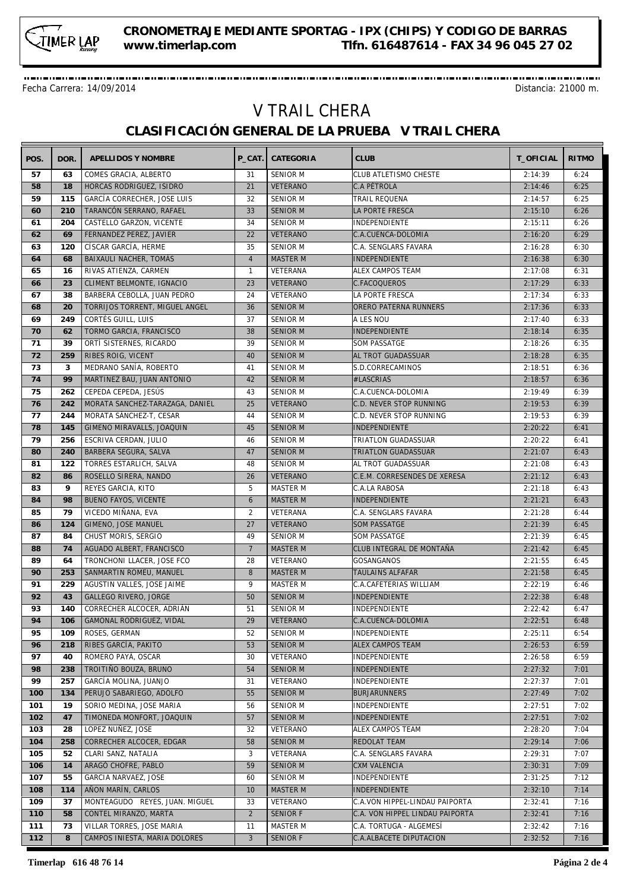CRONOMETRAJE MEDIANTE SPORTAG - IPX (CHIPS) Y CODIGO DE BARRAS
www.timerlap.com Tlfn. 616487614 - FAX 34 96 045 27 02

Fecha Carrera: 14/09/2014 Distancia: 21000 m.

# V TRAIL CHERA

## CLASIFICACIÓN GENERAL DE LA PRUEBA V TRAIL CHERA

| POS. | DOR. | APELLIDOS Y NOMBRE | P_CAT. | CATEGORIA | CLUB | T_OFICIAL | RITMO |
|---|---|---|---|---|---|---|---|
| 57 | 63 | COMES GRACIA, ALBERTO | 31 | SENIOR M | CLUB ATLETISMO CHESTE | 2:14:39 | 6:24 |
| 58 | 18 | HORCAS RODRIGUEZ, ISIDRO | 21 | VETERANO | C.A PETROLA | 2:14:46 | 6:25 |
| 59 | 115 | GARCÍA CORRECHER, JOSE LUIS | 32 | SENIOR M | TRAIL REQUENA | 2:14:57 | 6:25 |
| 60 | 210 | TARANCÓN SERRANO, RAFAEL | 33 | SENIOR M | LA PORTE FRESCA | 2:15:10 | 6:26 |
| 61 | 204 | CASTELLO GARZON, VICENTE | 34 | SENIOR M | INDEPENDIENTE | 2:15:11 | 6:26 |
| 62 | 69 | FERNANDEZ PEREZ, JAVIER | 22 | VETERANO | C.A.CUENCA-DOLOMIA | 2:16:20 | 6:29 |
| 63 | 120 | CÍSCAR GARCÍA, HERME | 35 | SENIOR M | C.A. SENGLARS FAVARA | 2:16:28 | 6:30 |
| 64 | 68 | BAIXAULI NACHER, TOMÁS | 4 | MASTER M | INDEPENDIENTE | 2:16:38 | 6:30 |
| 65 | 16 | RIVAS ATIENZA, CARMEN | 1 | VETERANA | ALEX CAMPOS TEAM | 2:17:08 | 6:31 |
| 66 | 23 | CLIMENT BELMONTE, IGNACIO | 23 | VETERANO | C.FACOQUEROS | 2:17:29 | 6:33 |
| 67 | 38 | BARBERÁ CEBOLLA, JUAN PEDRO | 24 | VETERANO | LA PORTE FRESCA | 2:17:34 | 6:33 |
| 68 | 20 | TORRIJOS TORRENT, MIGUEL ANGEL | 36 | SENIOR M | ORERO PATERNA RUNNERS | 2:17:36 | 6:33 |
| 69 | 249 | CORTÉS GUILL, LUIS | 37 | SENIOR M | A LES NOU | 2:17:40 | 6:33 |
| 70 | 62 | TORMO GARCIA, FRANCISCO | 38 | SENIOR M | INDEPENDIENTE | 2:18:14 | 6:35 |
| 71 | 39 | ORTÍ SISTERNES, RICARDO | 39 | SENIOR M | SOM PASSATGE | 2:18:26 | 6:35 |
| 72 | 259 | RIBES ROIG, VICENT | 40 | SENIOR M | AL TROT GUADASSUAR | 2:18:28 | 6:35 |
| 73 | 3 | MEDRANO SANÍA, ROBERTO | 41 | SENIOR M | S.D.CORRECAMINOS | 2:18:51 | 6:36 |
| 74 | 99 | MARTINEZ BAU, JUAN ANTONIO | 42 | SENIOR M | #LASCRIAS | 2:18:57 | 6:36 |
| 75 | 262 | CEPEDA CEPEDA, JESÚS | 43 | SENIOR M | C.A.CUENCA-DOLOMIA | 2:19:49 | 6:39 |
| 76 | 242 | MORATA SANCHEZ-TARAZAGA, DANIEL | 25 | VETERANO | C.D. NEVER STOP RUNNING | 2:19:53 | 6:39 |
| 77 | 244 | MORATA SÁNCHEZ-T, CESAR | 44 | SENIOR M | C.D. NEVER STOP RUNNING | 2:19:53 | 6:39 |
| 78 | 145 | GIMENO MIRAVALLS, JOAQUIN | 45 | SENIOR M | INDEPENDIENTE | 2:20:22 | 6:41 |
| 79 | 256 | ESCRIVA CERDAN, JULIO | 46 | SENIOR M | TRIATLON GUADASSUAR | 2:20:22 | 6:41 |
| 80 | 240 | BARBERA SEGURA, SALVA | 47 | SENIOR M | TRIATLON GUADASSUAR | 2:21:07 | 6:43 |
| 81 | 122 | TORRES ESTARLICH, SALVA | 48 | SENIOR M | AL TROT GUADASSUAR | 2:21:08 | 6:43 |
| 82 | 86 | ROSELLO SIRERA, NANDO | 26 | VETERANO | C.E.M. CORRESENDES DE XERESA | 2:21:12 | 6:43 |
| 83 | 9 | REYES GARCIA, KITO | 5 | MASTER M | C.A.LA RABOSA | 2:21:18 | 6:43 |
| 84 | 98 | BUENO FAYOS, VICENTE | 6 | MASTER M | INDEPENDIENTE | 2:21:21 | 6:43 |
| 85 | 79 | VICEDO MIÑANA, EVA | 2 | VETERANA | C.A. SENGLARS FAVARA | 2:21:28 | 6:44 |
| 86 | 124 | GIMENO, JOSE MANUEL | 27 | VETERANO | SOM PASSATGE | 2:21:39 | 6:45 |
| 87 | 84 | CHUST MORIS, SERGIO | 49 | SENIOR M | SOM PASSATGE | 2:21:39 | 6:45 |
| 88 | 74 | AGUADO ALBERT, FRANCISCO | 7 | MASTER M | CLUB INTEGRAL DE MONTAÑA | 2:21:42 | 6:45 |
| 89 | 64 | TRONCHONI LLACER, JOSE FCO | 28 | VETERANO | GOSANGANOS | 2:21:55 | 6:45 |
| 90 | 253 | SANMARTIN ROMEU, MANUEL | 8 | MASTER M | TAULAINS ALFAFAR | 2:21:58 | 6:45 |
| 91 | 229 | AGUSTIN VALLES, JOSE JAIME | 9 | MASTER M | C.A.CAFETERIAS WILLIAM | 2:22:19 | 6:46 |
| 92 | 43 | GALLEGO RIVERO, JORGE | 50 | SENIOR M | INDEPENDIENTE | 2:22:38 | 6:48 |
| 93 | 140 | CORRECHER ALCOCER, ADRIÁN | 51 | SENIOR M | INDEPENDIENTE | 2:22:42 | 6:47 |
| 94 | 106 | GAMONAL RODRIGUEZ, VIDAL | 29 | VETERANO | C.A.CUENCA-DOLOMIA | 2:22:51 | 6:48 |
| 95 | 109 | ROSES, GERMAN | 52 | SENIOR M | INDEPENDIENTE | 2:25:11 | 6:54 |
| 96 | 218 | RIBES GARCÍA, PAKITO | 53 | SENIOR M | ALEX CAMPOS TEAM | 2:26:53 | 6:59 |
| 97 | 40 | ROMERO PAYÁ, OSCAR | 30 | VETERANO | INDEPENDIENTE | 2:26:58 | 6:59 |
| 98 | 238 | TROITIÑO BOUZA, BRUNO | 54 | SENIOR M | INDEPENDIENTE | 2:27:32 | 7:01 |
| 99 | 257 | GARCÍA MOLINA, JUANJO | 31 | VETERANO | INDEPENDIENTE | 2:27:37 | 7:01 |
| 100 | 134 | PERUJO SABARIEGO, ADOLFO | 55 | SENIOR M | BURJARUNNERS | 2:27:49 | 7:02 |
| 101 | 19 | SORIO MEDINA, JOSE MARIA | 56 | SENIOR M | INDEPENDIENTE | 2:27:51 | 7:02 |
| 102 | 47 | TIMONEDA MONFORT, JOAQUIN | 57 | SENIOR M | INDEPENDIENTE | 2:27:51 | 7:02 |
| 103 | 28 | LOPEZ NUÑEZ, JOSE | 32 | VETERANO | ALEX CAMPOS TEAM | 2:28:20 | 7:04 |
| 104 | 258 | CORRECHER ALCOCER, EDGAR | 58 | SENIOR M | REDOLAT TEAM | 2:29:14 | 7:06 |
| 105 | 52 | CLARI SANZ, NATALIA | 3 | VETERANA | C.A. SENGLARS FAVARA | 2:29:31 | 7:07 |
| 106 | 14 | ARAGÓ CHOFRE, PABLO | 59 | SENIOR M | CXM VALENCIA | 2:30:31 | 7:09 |
| 107 | 55 | GARCIA NARVAEZ, JOSE | 60 | SENIOR M | INDEPENDIENTE | 2:31:25 | 7:12 |
| 108 | 114 | AÑON MARÍN, CARLOS | 10 | MASTER M | INDEPENDIENTE | 2:32:10 | 7:14 |
| 109 | 37 | MONTEAGUDO REYES, JUAN. MIGUEL | 33 | VETERANO | C.A.VON HIPPEL-LINDAU PAIPORTA | 2:32:41 | 7:16 |
| 110 | 58 | CONTEL MIRANZO, MARTA | 2 | SENIOR F | C.A. VON HIPPEL LINDAU PAIPORTA | 2:32:41 | 7:16 |
| 111 | 73 | VILLAR TORRES, JOSE MARIA | 11 | MASTER M | C.A. TORTUGA - ALGEMESÍ | 2:32:42 | 7:16 |
| 112 | 8 | CAMPOS INIESTA, MARIA DOLORES | 3 | SENIOR F | C.A.ALBACETE DIPUTACION | 2:32:52 | 7:16 |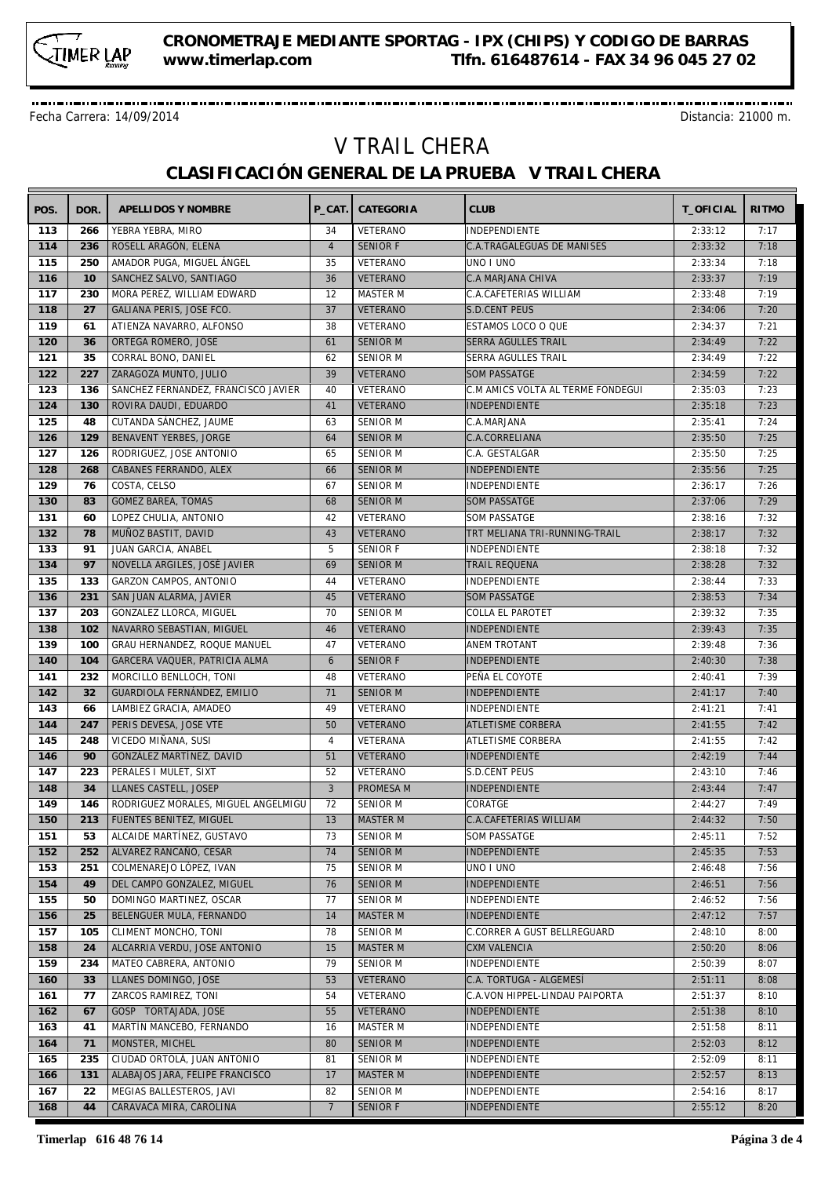**CRONOMETRAJE MEDIANTE SPORTAG - IPX (CHIPS) Y CODIGO DE BARRAS**
**www.timerlap.com Tlfn. 616487614 - FAX 34 96 045 27 02**

Fecha Carrera: 14/09/2014 Distancia: 21000 m.

# V TRAIL CHERA

## CLASIFICACIÓN GENERAL DE LA PRUEBA V TRAIL CHERA

| POS. | DOR. | APELLIDOS Y NOMBRE | P_CAT. | CATEGORIA | CLUB | T_OFICIAL | RITMO |
|---|---|---|---|---|---|---|---|
| 113 | 266 | YEBRA YEBRA, MIRO | 34 | VETERANO | INDEPENDIENTE | 2:33:12 | 7:17 |
| 114 | 236 | ROSELL ARAGON, ELENA | 4 | SENIOR F | C.A.TRAGALEGUAS DE MANISES | 2:33:32 | 7:18 |
| 115 | 250 | AMADOR PUGA, MIGUEL ÁNGEL | 35 | VETERANO | UNO I UNO | 2:33:34 | 7:18 |
| 116 | 10 | SANCHEZ SALVO, SANTIAGO | 36 | VETERANO | C.A MARJANA CHIVA | 2:33:37 | 7:19 |
| 117 | 230 | MORA PEREZ, WILLIAM EDWARD | 12 | MASTER M | C.A.CAFETERIAS WILLIAM | 2:33:48 | 7:19 |
| 118 | 27 | GALIANA PERIS, JOSE FCO. | 37 | VETERANO | S.D.CENT PEUS | 2:34:06 | 7:20 |
| 119 | 61 | ATIENZA NAVARRO, ALFONSO | 38 | VETERANO | ESTAMOS LOCO O QUE | 2:34:37 | 7:21 |
| 120 | 36 | ORTEGA ROMERO, JOSE | 61 | SENIOR M | SERRA AGULLES TRAIL | 2:34:49 | 7:22 |
| 121 | 35 | CORRAL BONO, DANIEL | 62 | SENIOR M | SERRA AGULLES TRAIL | 2:34:49 | 7:22 |
| 122 | 227 | ZARAGOZA MUNTO, JULIO | 39 | VETERANO | SOM PASSATGE | 2:34:59 | 7:22 |
| 123 | 136 | SANCHEZ FERNANDEZ, FRANCISCO JAVIER | 40 | VETERANO | C.M AMICS VOLTA AL TERME FONDEGUI | 2:35:03 | 7:23 |
| 124 | 130 | ROVIRA DAUDI, EDUARDO | 41 | VETERANO | INDEPENDIENTE | 2:35:18 | 7:23 |
| 125 | 48 | CUTANDA SÁNCHEZ, JAUME | 63 | SENIOR M | C.A.MARJANA | 2:35:41 | 7:24 |
| 126 | 129 | BENAVENT YERBES, JORGE | 64 | SENIOR M | C.A.CORRELIANA | 2:35:50 | 7:25 |
| 127 | 126 | RODRIGUEZ, JOSE ANTONIO | 65 | SENIOR M | C.A. GESTALGAR | 2:35:50 | 7:25 |
| 128 | 268 | CABANES FERRANDO, ALEX | 66 | SENIOR M | INDEPENDIENTE | 2:35:56 | 7:25 |
| 129 | 76 | COSTA, CELSO | 67 | SENIOR M | INDEPENDIENTE | 2:36:17 | 7:26 |
| 130 | 83 | GOMEZ BAREA, TOMAS | 68 | SENIOR M | SOM PASSATGE | 2:37:06 | 7:29 |
| 131 | 60 | LOPEZ CHULIA, ANTONIO | 42 | VETERANO | SOM PASSATGE | 2:38:16 | 7:32 |
| 132 | 78 | MUÑOZ BASTIT, DAVID | 43 | VETERANO | TRT MELIANA TRI-RUNNING-TRAIL | 2:38:17 | 7:32 |
| 133 | 91 | JUAN GARCIA, ANABEL | 5 | SENIOR F | INDEPENDIENTE | 2:38:18 | 7:32 |
| 134 | 97 | NOVELLA ARGILES, JOSÉ JAVIER | 69 | SENIOR M | TRAIL REQUENA | 2:38:28 | 7:32 |
| 135 | 133 | GARZON CAMPOS, ANTONIO | 44 | VETERANO | INDEPENDIENTE | 2:38:44 | 7:33 |
| 136 | 231 | SAN JUAN ALARMA, JAVIER | 45 | VETERANO | SOM PASSATGE | 2:38:53 | 7:34 |
| 137 | 203 | GONZALEZ LLORCA, MIGUEL | 70 | SENIOR M | COLLA EL PAROTET | 2:39:32 | 7:35 |
| 138 | 102 | NAVARRO SEBASTIAN, MIGUEL | 46 | VETERANO | INDEPENDIENTE | 2:39:43 | 7:35 |
| 139 | 100 | GRAU HERNANDEZ, ROQUE MANUEL | 47 | VETERANO | ANEM TROTANT | 2:39:48 | 7:36 |
| 140 | 104 | GARCERA VAQUER, PATRICIA ALMA | 6 | SENIOR F | INDEPENDIENTE | 2:40:30 | 7:38 |
| 141 | 232 | MORCILLO BENLLOCH, TONI | 48 | VETERANO | PEÑA EL COYOTE | 2:40:41 | 7:39 |
| 142 | 32 | GUARDIOLA FERNÁNDEZ, EMILIO | 71 | SENIOR M | INDEPENDIENTE | 2:41:17 | 7:40 |
| 143 | 66 | LAMBIEZ GRACIA, AMADEO | 49 | VETERANO | INDEPENDIENTE | 2:41:21 | 7:41 |
| 144 | 247 | PERIS DEVESA, JOSE VTE | 50 | VETERANO | ATLETISME CORBERA | 2:41:55 | 7:42 |
| 145 | 248 | VICEDO MIÑANA, SUSI | 4 | VETERANA | ATLETISME CORBERA | 2:41:55 | 7:42 |
| 146 | 90 | GONZÁLEZ MARTÍNEZ, DAVID | 51 | VETERANO | INDEPENDIENTE | 2:42:19 | 7:44 |
| 147 | 223 | PERALES I MULET, SIXT | 52 | VETERANO | S.D.CENT PEUS | 2:43:10 | 7:46 |
| 148 | 34 | LLANES CASTELL, JOSEP | 3 | PROMESA M | INDEPENDIENTE | 2:43:44 | 7:47 |
| 149 | 146 | RODRIGUEZ MORALES, MIGUEL ANGELMIGU | 72 | SENIOR M | CORATGE | 2:44:27 | 7:49 |
| 150 | 213 | FUENTES BENITEZ, MIGUEL | 13 | MASTER M | C.A.CAFETERIAS WILLIAM | 2:44:32 | 7:50 |
| 151 | 53 | ALCAIDE MARTÍNEZ, GUSTAVO | 73 | SENIOR M | SOM PASSATGE | 2:45:11 | 7:52 |
| 152 | 252 | ALVAREZ RANCAÑO, CESAR | 74 | SENIOR M | INDEPENDIENTE | 2:45:35 | 7:53 |
| 153 | 251 | COLMENAREJO LÓPEZ, IVAN | 75 | SENIOR M | UNO I UNO | 2:46:48 | 7:56 |
| 154 | 49 | DEL CAMPO GONZALEZ, MIGUEL | 76 | SENIOR M | INDEPENDIENTE | 2:46:51 | 7:56 |
| 155 | 50 | DOMINGO MARTINEZ, OSCAR | 77 | SENIOR M | INDEPENDIENTE | 2:46:52 | 7:56 |
| 156 | 25 | BELENGUER MULA, FERNANDO | 14 | MASTER M | INDEPENDIENTE | 2:47:12 | 7:57 |
| 157 | 105 | CLIMENT MONCHO, TONI | 78 | SENIOR M | C.CORRER A GUST BELLREGUARD | 2:48:10 | 8:00 |
| 158 | 24 | ALCARRIA VERDU, JOSE ANTONIO | 15 | MASTER M | CXM VALENCIA | 2:50:20 | 8:06 |
| 159 | 234 | MATEO CABRERA, ANTONIO | 79 | SENIOR M | INDEPENDIENTE | 2:50:39 | 8:07 |
| 160 | 33 | LLANES DOMINGO, JOSE | 53 | VETERANO | C.A. TORTUGA - ALGEMESÍ | 2:51:11 | 8:08 |
| 161 | 77 | ZARCOS RAMIREZ, TONI | 54 | VETERANO | C.A.VON HIPPEL-LINDAU PAIPORTA | 2:51:37 | 8:10 |
| 162 | 67 | GOSP TORTAJADA, JOSE | 55 | VETERANO | INDEPENDIENTE | 2:51:38 | 8:10 |
| 163 | 41 | MARTIN MANCEBO, FERNANDO | 16 | MASTER M | INDEPENDIENTE | 2:51:58 | 8:11 |
| 164 | 71 | MONSTER, MICHEL | 80 | SENIOR M | INDEPENDIENTE | 2:52:03 | 8:12 |
| 165 | 235 | CIUDAD ORTOLÁ, JUAN ANTONIO | 81 | SENIOR M | INDEPENDIENTE | 2:52:09 | 8:11 |
| 166 | 131 | ALABAJOS JARA, FELIPE FRANCISCO | 17 | MASTER M | INDEPENDIENTE | 2:52:57 | 8:13 |
| 167 | 22 | MEGIAS BALLESTEROS, JAVI | 82 | SENIOR M | INDEPENDIENTE | 2:54:16 | 8:17 |
| 168 | 44 | CARAVACA MIRA, CAROLINA | 7 | SENIOR F | INDEPENDIENTE | 2:55:12 | 8:20 |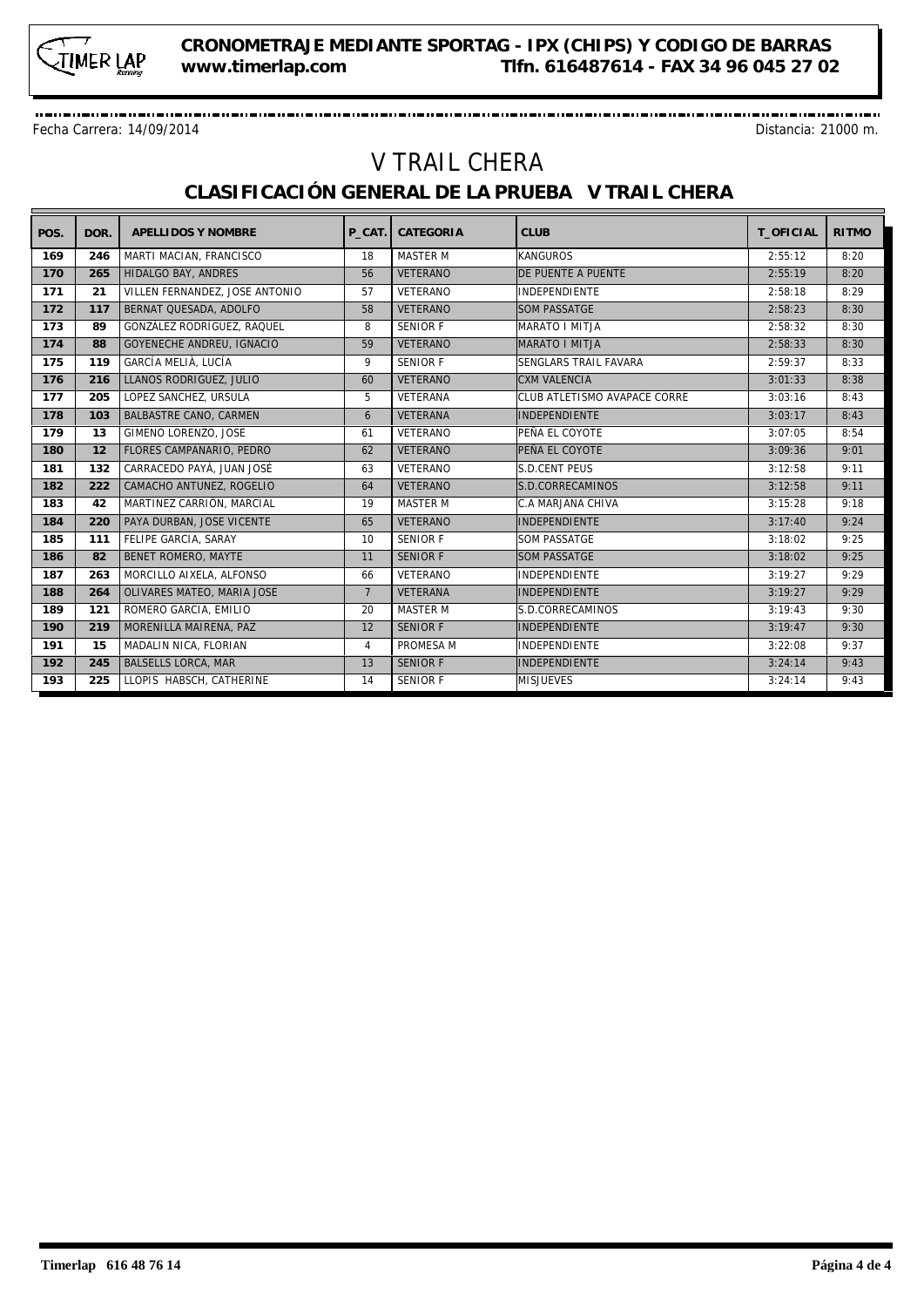Fecha Carrera: 14/09/2014

Distancia: 21000 m.

# V TRAIL CHERA

## CLASIFICACIÓN GENERAL DE LA PRUEBA V TRAIL CHERA

| POS. | DOR. | APELLIDOS Y NOMBRE | P_CAT. | CATEGORIA | CLUB | T_OFICIAL | RITMO |
|---|---|---|---|---|---|---|---|
| 169 | 246 | MARTI MACIAN, FRANCISCO | 18 | MASTER M | KANGUROS | 2:55:12 | 8:20 |
| 170 | 265 | HIDALGO BAY, ANDRES | 56 | VETERANO | DE PUENTE A PUENTE | 2:55:19 | 8:20 |
| 171 | 21 | VILLEN FERNANDEZ, JOSE ANTONIO | 57 | VETERANO | INDEPENDIENTE | 2:58:18 | 8:29 |
| 172 | 117 | BERNAT QUESADA, ADOLFO | 58 | VETERANO | SOM PASSATGE | 2:58:23 | 8:30 |
| 173 | 89 | GONZÁLEZ RODRÍGUEZ, RAQUEL | 8 | SENIOR F | MARATO I MITJA | 2:58:32 | 8:30 |
| 174 | 88 | GOYENECHE ANDREU, IGNACIO | 59 | VETERANO | MARATO I MITJA | 2:58:33 | 8:30 |
| 175 | 119 | GARCÍA MELIÀ, LUCÍA | 9 | SENIOR F | SENGLARS TRAIL FAVARA | 2:59:37 | 8:33 |
| 176 | 216 | LLANOS RODRIGUEZ, JULIO | 60 | VETERANO | CXM VALENCIA | 3:01:33 | 8:38 |
| 177 | 205 | LOPEZ SANCHEZ, URSULA | 5 | VETERANA | CLUB ATLETISMO AVAPACE CORRE | 3:03:16 | 8:43 |
| 178 | 103 | BALBASTRE CANO, CARMEN | 6 | VETERANA | INDEPENDIENTE | 3:03:17 | 8:43 |
| 179 | 13 | GIMENO LORENZO, JOSE | 61 | VETERANO | PEÑA EL COYOTE | 3:07:05 | 8:54 |
| 180 | 12 | FLORES CAMPANARIO, PEDRO | 62 | VETERANO | PEÑA EL COYOTE | 3:09:36 | 9:01 |
| 181 | 132 | CARRACEDO PAYÁ, JUAN JOSÉ | 63 | VETERANO | S.D.CENT PEUS | 3:12:58 | 9:11 |
| 182 | 222 | CAMACHO ANTUNEZ, ROGELIO | 64 | VETERANO | S.D.CORRECAMINOS | 3:12:58 | 9:11 |
| 183 | 42 | MARTINEZ CARRIÓN, MARCIAL | 19 | MASTER M | C.A MARJANA CHIVA | 3:15:28 | 9:18 |
| 184 | 220 | PAYA DURBAN, JOSE VICENTE | 65 | VETERANO | INDEPENDIENTE | 3:17:40 | 9:24 |
| 185 | 111 | FELIPE GARCIA, SARAY | 10 | SENIOR F | SOM PASSATGE | 3:18:02 | 9:25 |
| 186 | 82 | BENET ROMERO, MAYTE | 11 | SENIOR F | SOM PASSATGE | 3:18:02 | 9:25 |
| 187 | 263 | MORCILLO AIXELA, ALFONSO | 66 | VETERANO | INDEPENDIENTE | 3:19:27 | 9:29 |
| 188 | 264 | OLIVARES MATEO, MARIA JOSE | 7 | VETERANA | INDEPENDIENTE | 3:19:27 | 9:29 |
| 189 | 121 | ROMERO GARCIA, EMILIO | 20 | MASTER M | S.D.CORRECAMINOS | 3:19:43 | 9:30 |
| 190 | 219 | MORENILLA MAIRENA, PAZ | 12 | SENIOR F | INDEPENDIENTE | 3:19:47 | 9:30 |
| 191 | 15 | MADALIN NICA, FLORIAN | 4 | PROMESA M | INDEPENDIENTE | 3:22:08 | 9:37 |
| 192 | 245 | BALSELLS LORCA, MAR | 13 | SENIOR F | INDEPENDIENTE | 3:24:14 | 9:43 |
| 193 | 225 | LLOPIS HABSCH, CATHERINE | 14 | SENIOR F | MISJUEVES | 3:24:14 | 9:43 |